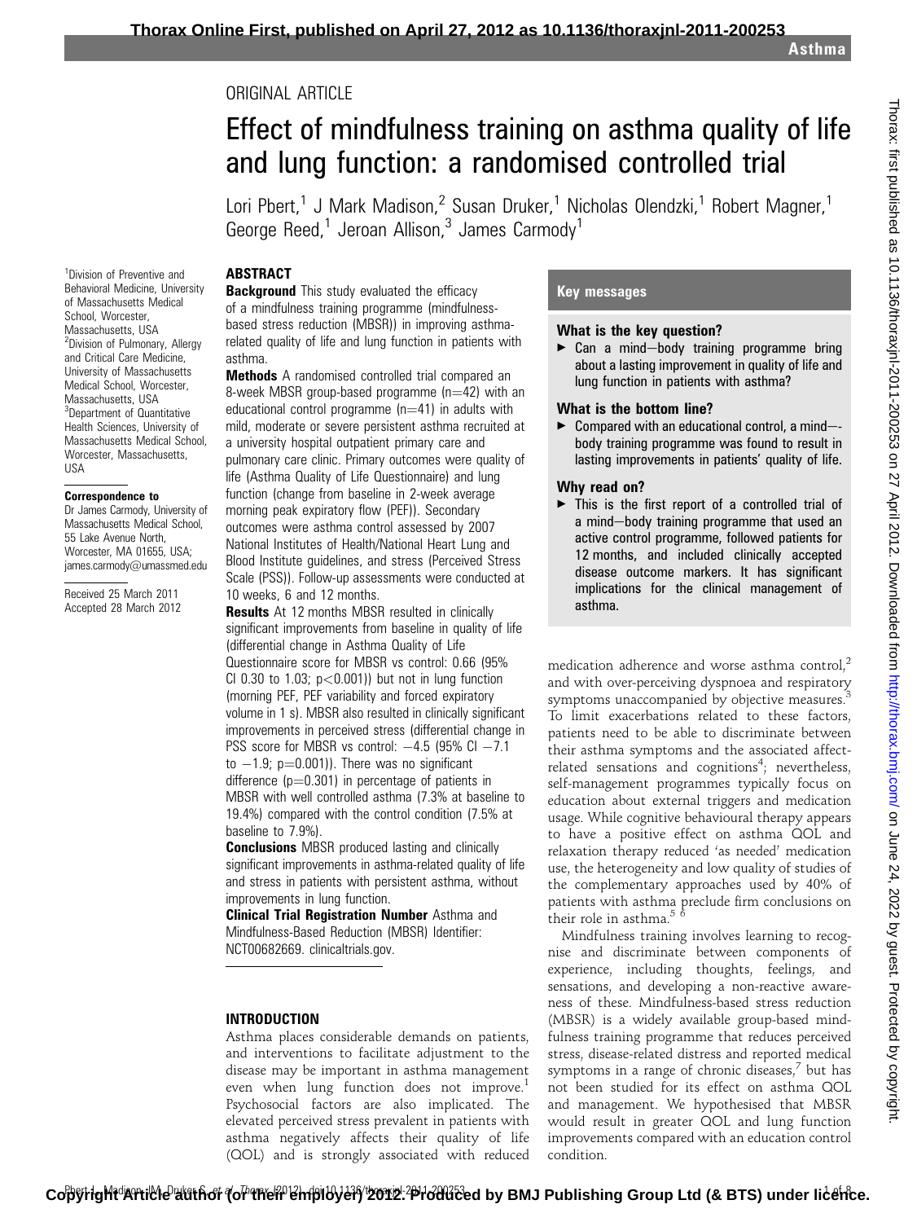ORIGINAL ARTICLE

# Effect of mindfulness training on asthma quality of life and lung function: a randomised controlled trial

Lori Pbert,[1] J Mark Madison,[2] Susan Druker,[1] Nicholas Olendzki,[1] Robert Magner,[1] George Reed,[1] Jeroan Allison,[3] James Carmody[1]

[1]Division of Preventive and Behavioral Medicine, University of Massachusetts Medical School, Worcester, Massachusetts, USA
[2]Division of Pulmonary, Allergy and Critical Care Medicine, University of Massachusetts Medical School, Worcester, Massachusetts, USA
[3]Department of Quantitative Health Sciences, University of Massachusetts Medical School, Worcester, Massachusetts, USA

**Correspondence to**
Dr James Carmody, University of Massachusetts Medical School, 55 Lake Avenue North, Worcester, MA 01655, USA; james.carmody@umassmed.edu

Received 25 March 2011
Accepted 28 March 2012

## ABSTRACT

**Background** This study evaluated the efficacy of a mindfulness training programme (mindfulness-based stress reduction (MBSR)) in improving asthma-related quality of life and lung function in patients with asthma.

**Methods** A randomised controlled trial compared an 8-week MBSR group-based programme (n=42) with an educational control programme (n=41) in adults with mild, moderate or severe persistent asthma recruited at a university hospital outpatient primary care and pulmonary care clinic. Primary outcomes were quality of life (Asthma Quality of Life Questionnaire) and lung function (change from baseline in 2-week average morning peak expiratory flow (PEF)). Secondary outcomes were asthma control assessed by 2007 National Institutes of Health/National Heart Lung and Blood Institute guidelines, and stress (Perceived Stress Scale (PSS)). Follow-up assessments were conducted at 10 weeks, 6 and 12 months.

**Results** At 12 months MBSR resulted in clinically significant improvements from baseline in quality of life (differential change in Asthma Quality of Life Questionnaire score for MBSR vs control: 0.66 (95% CI 0.30 to 1.03; $p<0.001$)) but not in lung function (morning PEF, PEF variability and forced expiratory volume in 1 s). MBSR also resulted in clinically significant improvements in perceived stress (differential change in PSS score for MBSR vs control: −4.5 (95% CI −7.1 to −1.9; $p=0.001$)). There was no significant difference ($p=0.301$) in percentage of patients in MBSR with well controlled asthma (7.3% at baseline to 19.4%) compared with the control condition (7.5% at baseline to 7.9%).

**Conclusions** MBSR produced lasting and clinically significant improvements in asthma-related quality of life and stress in patients with persistent asthma, without improvements in lung function.

**Clinical Trial Registration Number** Asthma and Mindfulness-Based Reduction (MBSR) Identifier: NCT00682669. clinicaltrials.gov.

## Key messages

### What is the key question?

- Can a mind−body training programme bring about a lasting improvement in quality of life and lung function in patients with asthma?

### What is the bottom line?

- Compared with an educational control, a mind−body training programme was found to result in lasting improvements in patients' quality of life.

### Why read on?

- This is the first report of a controlled trial of a mind−body training programme that used an active control programme, followed patients for 12 months, and included clinically accepted disease outcome markers. It has significant implications for the clinical management of asthma.

## INTRODUCTION

Asthma places considerable demands on patients, and interventions to facilitate adjustment to the disease may be important in asthma management even when lung function does not improve.[1] Psychosocial factors are also implicated. The elevated perceived stress prevalent in patients with asthma negatively affects their quality of life (QOL) and is strongly associated with reduced medication adherence and worse asthma control,[2] and with over-perceiving dyspnoea and respiratory symptoms unaccompanied by objective measures.[3] To limit exacerbations related to these factors, patients need to be able to discriminate between their asthma symptoms and the associated affect-related sensations and cognitions[4]; nevertheless, self-management programmes typically focus on education about external triggers and medication usage. While cognitive behavioural therapy appears to have a positive effect on asthma QOL and relaxation therapy reduced 'as needed' medication use, the heterogeneity and low quality of studies of the complementary approaches used by 40% of patients with asthma preclude firm conclusions on their role in asthma.[5 6]

Mindfulness training involves learning to recognise and discriminate between components of experience, including thoughts, feelings, and sensations, and developing a non-reactive awareness of these. Mindfulness-based stress reduction (MBSR) is a widely available group-based mindfulness training programme that reduces perceived stress, disease-related distress and reported medical symptoms in a range of chronic diseases,[7] but has not been studied for its effect on asthma QOL and management. We hypothesised that MBSR would result in greater QOL and lung function improvements compared with an education control condition.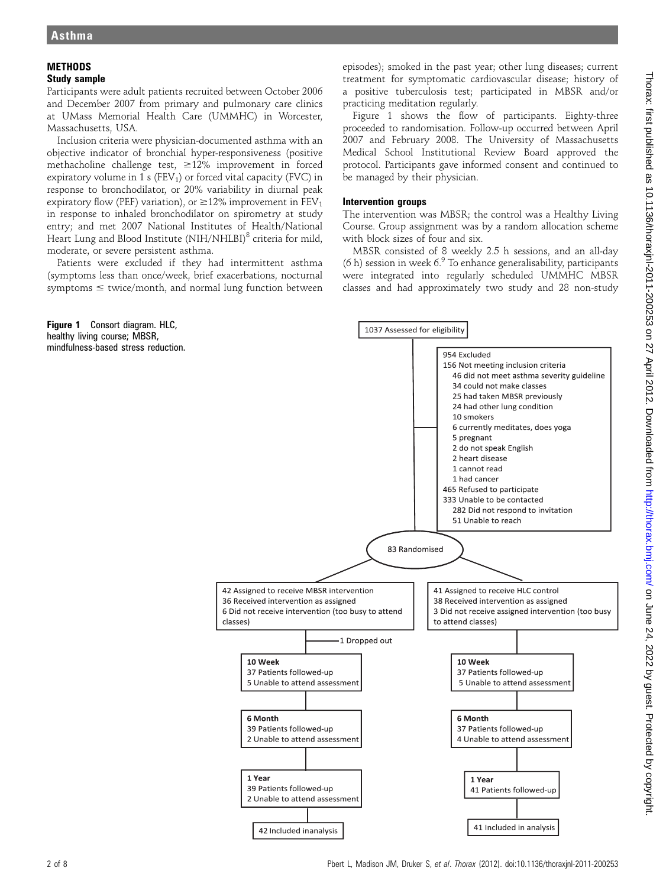## METHODS

### Study sample

Participants were adult patients recruited between October 2006 and December 2007 from primary and pulmonary care clinics at UMass Memorial Health Care (UMMHC) in Worcester, Massachusetts, USA.

Inclusion criteria were physician-documented asthma with an objective indicator of bronchial hyper-responsiveness (positive methacholine challenge test, ≥12% improvement in forced expiratory volume in 1 s ($FEV_1$) or forced vital capacity (FVC) in response to bronchodilator, or 20% variability in diurnal peak expiratory flow (PEF) variation), or ≥12% improvement in $FEV_1$ in response to inhaled bronchodilator on spirometry at study entry; and met 2007 National Institutes of Health/National Heart Lung and Blood Institute (NIH/NHLBI)[8] criteria for mild, moderate, or severe persistent asthma.

Patients were excluded if they had intermittent asthma (symptoms less than once/week, brief exacerbations, nocturnal symptoms ≤ twice/month, and normal lung function between episodes); smoked in the past year; other lung diseases; current treatment for symptomatic cardiovascular disease; history of a positive tuberculosis test; participated in MBSR and/or practicing meditation regularly.

Figure 1 shows the flow of participants. Eighty-three proceeded to randomisation. Follow-up occurred between April 2007 and February 2008. The University of Massachusetts Medical School Institutional Review Board approved the protocol. Participants gave informed consent and continued to be managed by their physician.

### Intervention groups

The intervention was MBSR; the control was a Healthy Living Course. Group assignment was by a random allocation scheme with block sizes of four and six.

MBSR consisted of 8 weekly 2.5 h sessions, and an all-day (6 h) session in week 6.[9] To enhance generalisability, participants were integrated into regularly scheduled UMMHC MBSR classes and had approximately two study and 28 non-study

1037 Assessed for eligibility

954 Excluded
156 Not meeting inclusion criteria
46 did not meet asthma severity guideline
34 could not make classes
25 had taken MBSR previously
24 had other lung condition
10 smokers
6 currently meditates, does yoga
5 pregnant
2 do not speak English
2 heart disease
1 cannot read
1 had cancer
465 Refused to participate
333 Unable to be contacted
282 Did not respond to invitation
51 Unable to reach

83 Randomised

42 Assigned to receive MBSR intervention
36 Received intervention as assigned
6 Did not receive intervention (too busy to attend classes)

1 Dropped out

10 Week
37 Patients followed-up
5 Unable to attend assessment

6 Month
39 Patients followed-up
2 Unable to attend assessment

1 Year
39 Patients followed-up
2 Unable to attend assessment

42 Included inanalysis

41 Assigned to receive HLC control
38 Received intervention as assigned
3 Did not receive assigned intervention (too busy to attend classes)

10 Week
37 Patients followed-up
5 Unable to attend assessment

6 Month
37 Patients followed-up
4 Unable to attend assessment

1 Year
41 Patients followed-up

41 Included in analysis

**Figure 1** Consort diagram. HLC, healthy living course; MBSR, mindfulness-based stress reduction.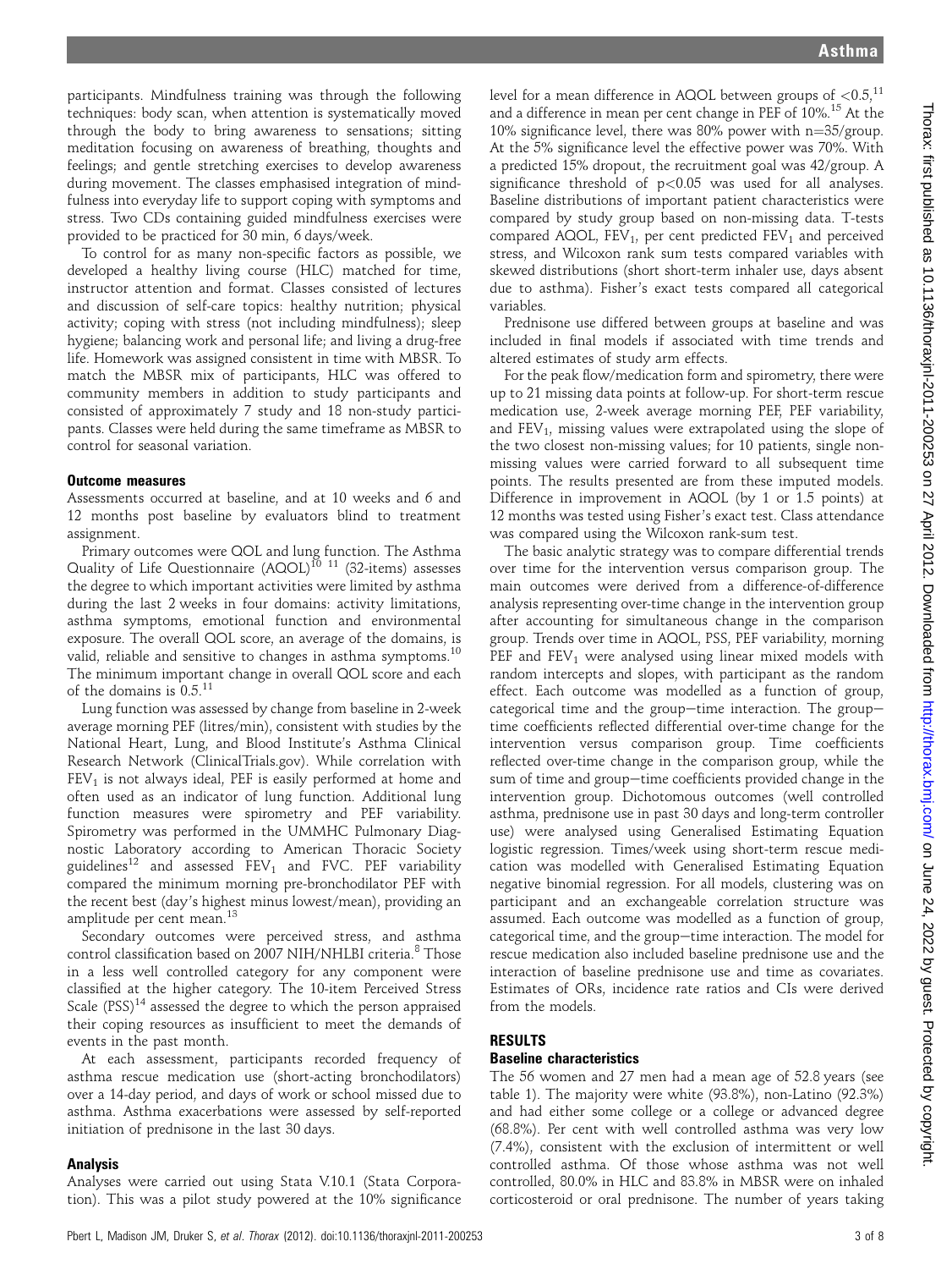participants. Mindfulness training was through the following techniques: body scan, when attention is systematically moved through the body to bring awareness to sensations; sitting meditation focusing on awareness of breathing, thoughts and feelings; and gentle stretching exercises to develop awareness during movement. The classes emphasised integration of mindfulness into everyday life to support coping with symptoms and stress. Two CDs containing guided mindfulness exercises were provided to be practiced for 30 min, 6 days/week.

To control for as many non-specific factors as possible, we developed a healthy living course (HLC) matched for time, instructor attention and format. Classes consisted of lectures and discussion of self-care topics: healthy nutrition; physical activity; coping with stress (not including mindfulness); sleep hygiene; balancing work and personal life; and living a drug-free life. Homework was assigned consistent in time with MBSR. To match the MBSR mix of participants, HLC was offered to community members in addition to study participants and consisted of approximately 7 study and 18 non-study participants. Classes were held during the same timeframe as MBSR to control for seasonal variation.

### Outcome measures

Assessments occurred at baseline, and at 10 weeks and 6 and 12 months post baseline by evaluators blind to treatment assignment.

Primary outcomes were QOL and lung function. The Asthma Quality of Life Questionnaire (AQOL)[10 11] (32-items) assesses the degree to which important activities were limited by asthma during the last 2 weeks in four domains: activity limitations, asthma symptoms, emotional function and environmental exposure. The overall QOL score, an average of the domains, is valid, reliable and sensitive to changes in asthma symptoms.[10] The minimum important change in overall QOL score and each of the domains is 0.5.[11]

Lung function was assessed by change from baseline in 2-week average morning PEF (litres/min), consistent with studies by the National Heart, Lung, and Blood Institute's Asthma Clinical Research Network (ClinicalTrials.gov). While correlation with $FEV_1$ is not always ideal, PEF is easily performed at home and often used as an indicator of lung function. Additional lung function measures were spirometry and PEF variability. Spirometry was performed in the UMMHC Pulmonary Diagnostic Laboratory according to American Thoracic Society guidelines[12] and assessed $FEV_1$ and FVC. PEF variability compared the minimum morning pre-bronchodilator PEF with the recent best (day's highest minus lowest/mean), providing an amplitude per cent mean.[13]

Secondary outcomes were perceived stress, and asthma control classification based on 2007 NIH/NHLBI criteria.[8] Those in a less well controlled category for any component were classified at the higher category. The 10-item Perceived Stress Scale (PSS)[14] assessed the degree to which the person appraised their coping resources as insufficient to meet the demands of events in the past month.

At each assessment, participants recorded frequency of asthma rescue medication use (short-acting bronchodilators) over a 14-day period, and days of work or school missed due to asthma. Asthma exacerbations were assessed by self-reported initiation of prednisone in the last 30 days.

### Analysis

Analyses were carried out using Stata V.10.1 (Stata Corporation). This was a pilot study powered at the 10% significance level for a mean difference in AQOL between groups of $<0.5$,[11] and a difference in mean per cent change in PEF of 10%.[15] At the 10% significance level, there was 80% power with n=35/group. At the 5% significance level the effective power was 70%. With a predicted 15% dropout, the recruitment goal was 42/group. A significance threshold of $p<0.05$ was used for all analyses. Baseline distributions of important patient characteristics were compared by study group based on non-missing data. T-tests compared AQOL, $FEV_1$, per cent predicted $FEV_1$ and perceived stress, and Wilcoxon rank sum tests compared variables with skewed distributions (short short-term inhaler use, days absent due to asthma). Fisher's exact tests compared all categorical variables.

Prednisone use differed between groups at baseline and was included in final models if associated with time trends and altered estimates of study arm effects.

For the peak flow/medication form and spirometry, there were up to 21 missing data points at follow-up. For short-term rescue medication use, 2-week average morning PEF, PEF variability, and $FEV_1$, missing values were extrapolated using the slope of the two closest non-missing values; for 10 patients, single non-missing values were carried forward to all subsequent time points. The results presented are from these imputed models. Difference in improvement in AQOL (by 1 or 1.5 points) at 12 months was tested using Fisher's exact test. Class attendance was compared using the Wilcoxon rank-sum test.

The basic analytic strategy was to compare differential trends over time for the intervention versus comparison group. The main outcomes were derived from a difference-of-difference analysis representing over-time change in the intervention group after accounting for simultaneous change in the comparison group. Trends over time in AQOL, PSS, PEF variability, morning PEF and $FEV_1$ were analysed using linear mixed models with random intercepts and slopes, with participant as the random effect. Each outcome was modelled as a function of group, categorical time and the group–time interaction. The group–time coefficients reflected differential over-time change for the intervention versus comparison group. Time coefficients reflected over-time change in the comparison group, while the sum of time and group–time coefficients provided change in the intervention group. Dichotomous outcomes (well controlled asthma, prednisone use in past 30 days and long-term controller use) were analysed using Generalised Estimating Equation logistic regression. Times/week using short-term rescue medication was modelled with Generalised Estimating Equation negative binomial regression. For all models, clustering was on participant and an exchangeable correlation structure was assumed. Each outcome was modelled as a function of group, categorical time, and the group–time interaction. The model for rescue medication also included baseline prednisone use and the interaction of baseline prednisone use and time as covariates. Estimates of ORs, incidence rate ratios and CIs were derived from the models.

## RESULTS

### Baseline characteristics

The 56 women and 27 men had a mean age of 52.8 years (see table 1). The majority were white (93.8%), non-Latino (92.3%) and had either some college or a college or advanced degree (68.8%). Per cent with well controlled asthma was very low (7.4%), consistent with the exclusion of intermittent or well controlled asthma. Of those whose asthma was not well controlled, 80.0% in HLC and 83.8% in MBSR were on inhaled corticosteroid or oral prednisone. The number of years taking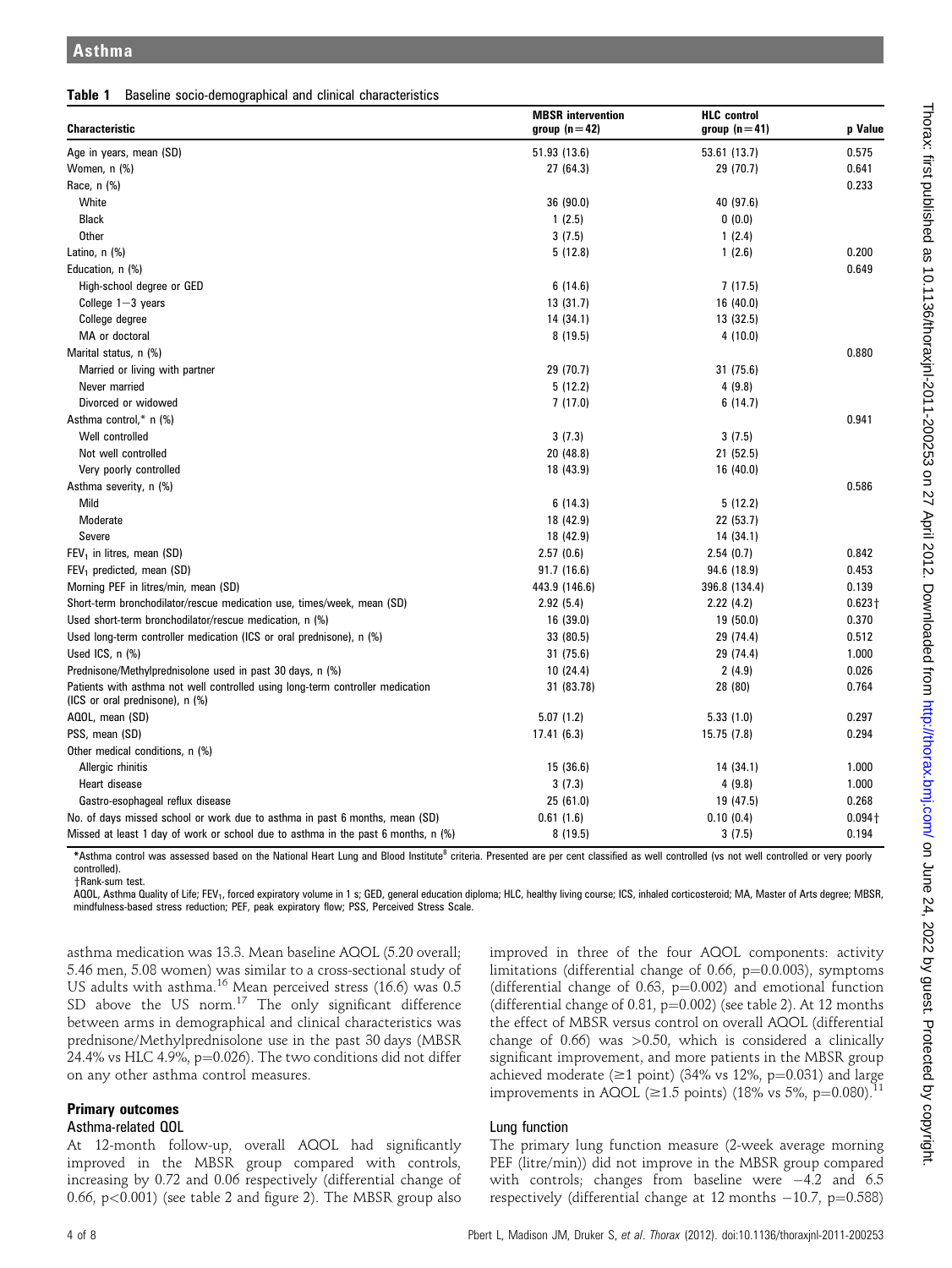**Table 1** Baseline socio-demographical and clinical characteristics

| Characteristic | MBSR intervention group (n=42) | HLC control group (n=41) | p Value |
|---|---|---|---|
| Age in years, mean (SD) | 51.93 (13.6) | 53.61 (13.7) | 0.575 |
| Women, n (%) | 27 (64.3) | 29 (70.7) | 0.641 |
| Race, n (%) | | | 0.233 |
| White | 36 (90.0) | 40 (97.6) | |
| Black | 1 (2.5) | 0 (0.0) | |
| Other | 3 (7.5) | 1 (2.4) | |
| Latino, n (%) | 5 (12.8) | 1 (2.6) | 0.200 |
| Education, n (%) | | | 0.649 |
| High-school degree or GED | 6 (14.6) | 7 (17.5) | |
| College 1–3 years | 13 (31.7) | 16 (40.0) | |
| College degree | 14 (34.1) | 13 (32.5) | |
| MA or doctoral | 8 (19.5) | 4 (10.0) | |
| Marital status, n (%) | | | 0.880 |
| Married or living with partner | 29 (70.7) | 31 (75.6) | |
| Never married | 5 (12.2) | 4 (9.8) | |
| Divorced or widowed | 7 (17.0) | 6 (14.7) | |
| Asthma control,* n (%) | | | 0.941 |
| Well controlled | 3 (7.3) | 3 (7.5) | |
| Not well controlled | 20 (48.8) | 21 (52.5) | |
| Very poorly controlled | 18 (43.9) | 16 (40.0) | |
| Asthma severity, n (%) | | | 0.586 |
| Mild | 6 (14.3) | 5 (12.2) | |
| Moderate | 18 (42.9) | 22 (53.7) | |
| Severe | 18 (42.9) | 14 (34.1) | |
| $FEV_1$ in litres, mean (SD) | 2.57 (0.6) | 2.54 (0.7) | 0.842 |
| $FEV_1$ predicted, mean (SD) | 91.7 (16.6) | 94.6 (18.9) | 0.453 |
| Morning PEF in litres/min, mean (SD) | 443.9 (146.6) | 396.8 (134.4) | 0.139 |
| Short-term bronchodilator/rescue medication use, times/week, mean (SD) | 2.92 (5.4) | 2.22 (4.2) | 0.623† |
| Used short-term bronchodilator/rescue medication, n (%) | 16 (39.0) | 19 (50.0) | 0.370 |
| Used long-term controller medication (ICS or oral prednisone), n (%) | 33 (80.5) | 29 (74.4) | 0.512 |
| Used ICS, n (%) | 31 (75.6) | 29 (74.4) | 1.000 |
| Prednisone/Methylprednisolone used in past 30 days, n (%) | 10 (24.4) | 2 (4.9) | 0.026 |
| Patients with asthma not well controlled using long-term controller medication (ICS or oral prednisone), n (%) | 31 (83.78) | 28 (80) | 0.764 |
| AQOL, mean (SD) | 5.07 (1.2) | 5.33 (1.0) | 0.297 |
| PSS, mean (SD) | 17.41 (6.3) | 15.75 (7.8) | 0.294 |
| Other medical conditions, n (%) | | | |
| Allergic rhinitis | 15 (36.6) | 14 (34.1) | 1.000 |
| Heart disease | 3 (7.3) | 4 (9.8) | 1.000 |
| Gastro-esophageal reflux disease | 25 (61.0) | 19 (47.5) | 0.268 |
| No. of days missed school or work due to asthma in past 6 months, mean (SD) | 0.61 (1.6) | 0.10 (0.4) | 0.094† |
| Missed at least 1 day of work or school due to asthma in the past 6 months, n (%) | 8 (19.5) | 3 (7.5) | 0.194 |

*Asthma control was assessed based on the National Heart Lung and Blood Institute[8] criteria. Presented are per cent classified as well controlled (vs not well controlled or very poorly controlled).
†Rank-sum test.
AQOL, Asthma Quality of Life; $FEV_1$, forced expiratory volume in 1 s; GED, general education diploma; HLC, healthy living course; ICS, inhaled corticosteroid; MA, Master of Arts degree; MBSR, mindfulness-based stress reduction; PEF, peak expiratory flow; PSS, Perceived Stress Scale.

asthma medication was 13.3. Mean baseline AQOL (5.20 overall; 5.46 men, 5.08 women) was similar to a cross-sectional study of US adults with asthma.[16] Mean perceived stress (16.6) was 0.5 SD above the US norm.[17] The only significant difference between arms in demographical and clinical characteristics was prednisone/Methylprednisolone use in the past 30 days (MBSR 24.4% vs HLC 4.9%, p=0.026). The two conditions did not differ on any other asthma control measures.

## Primary outcomes

### Asthma-related QOL

At 12-month follow-up, overall AQOL had significantly improved in the MBSR group compared with controls, increasing by 0.72 and 0.06 respectively (differential change of 0.66, p<0.001) (see table 2 and figure 2). The MBSR group also improved in three of the four AQOL components: activity limitations (differential change of 0.66, p=0.003), symptoms (differential change of 0.63, p=0.002) and emotional function (differential change of 0.81, p=0.002) (see table 2). At 12 months the effect of MBSR versus control on overall AQOL (differential change of 0.66) was >0.50, which is considered a clinically significant improvement, and more patients in the MBSR group achieved moderate (≥1 point) (34% vs 12%, p=0.031) and large improvements in AQOL (≥1.5 points) (18% vs 5%, p=0.080).[11]

### Lung function

The primary lung function measure (2-week average morning PEF (litre/min)) did not improve in the MBSR group compared with controls; changes from baseline were −4.2 and 6.5 respectively (differential change at 12 months −10.7, p=0.588)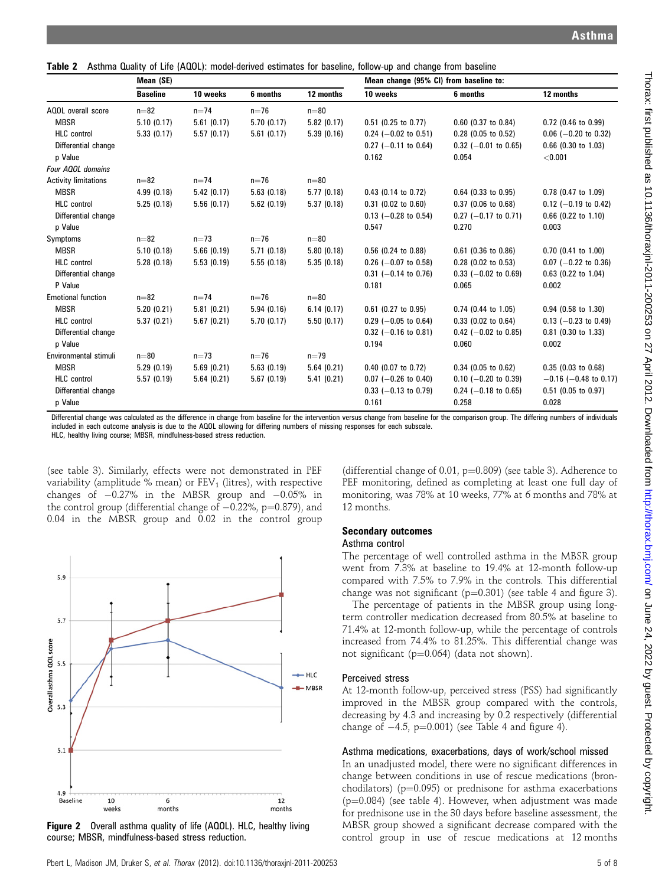**Table 2** Asthma Quality of Life (AQOL): model-derived estimates for baseline, follow-up and change from baseline

| | Mean (SE) | | | | Mean change (95% CI) from baseline to: | | |
|---|---|---|---|---|---|---|---|
| | Baseline | 10 weeks | 6 months | 12 months | 10 weeks | 6 months | 12 months |
| AQOL overall score | n=82 | n=74 | n=76 | n=80 | | | |
| MBSR | 5.10 (0.17) | 5.61 (0.17) | 5.70 (0.17) | 5.82 (0.17) | 0.51 (0.25 to 0.77) | 0.60 (0.37 to 0.84) | 0.72 (0.46 to 0.99) |
| HLC control | 5.33 (0.17) | 5.57 (0.17) | 5.61 (0.17) | 5.39 (0.16) | 0.24 (−0.02 to 0.51) | 0.28 (0.05 to 0.52) | 0.06 (−0.20 to 0.32) |
| Differential change | | | | | 0.27 (−0.11 to 0.64) | 0.32 (−0.01 to 0.65) | 0.66 (0.30 to 1.03) |
| p Value | | | | | 0.162 | 0.054 | <0.001 |
| *Four AQOL domains* | | | | | | | |
| Activity limitations | n=82 | n=74 | n=76 | n=80 | | | |
| MBSR | 4.99 (0.18) | 5.42 (0.17) | 5.63 (0.18) | 5.77 (0.18) | 0.43 (0.14 to 0.72) | 0.64 (0.33 to 0.95) | 0.78 (0.47 to 1.09) |
| HLC control | 5.25 (0.18) | 5.56 (0.17) | 5.62 (0.19) | 5.37 (0.18) | 0.31 (0.02 to 0.60) | 0.37 (0.06 to 0.68) | 0.12 (−0.19 to 0.42) |
| Differential change | | | | | 0.13 (−0.28 to 0.54) | 0.27 (−0.17 to 0.71) | 0.66 (0.22 to 1.10) |
| p Value | | | | | 0.547 | 0.270 | 0.003 |
| Symptoms | n=82 | n=73 | n=76 | n=80 | | | |
| MBSR | 5.10 (0.18) | 5.66 (0.19) | 5.71 (0.18) | 5.80 (0.18) | 0.56 (0.24 to 0.88) | 0.61 (0.36 to 0.86) | 0.70 (0.41 to 1.00) |
| HLC control | 5.28 (0.18) | 5.53 (0.19) | 5.55 (0.18) | 5.35 (0.18) | 0.26 (−0.07 to 0.58) | 0.28 (0.02 to 0.53) | 0.07 (−0.22 to 0.36) |
| Differential change | | | | | 0.31 (−0.14 to 0.76) | 0.33 (−0.02 to 0.69) | 0.63 (0.22 to 1.04) |
| P Value | | | | | 0.181 | 0.065 | 0.002 |
| Emotional function | n=82 | n=74 | n=76 | n=80 | | | |
| MBSR | 5.20 (0.21) | 5.81 (0.21) | 5.94 (0.16) | 6.14 (0.17) | 0.61 (0.27 to 0.95) | 0.74 (0.44 to 1.05) | 0.94 (0.58 to 1.30) |
| HLC control | 5.37 (0.21) | 5.67 (0.21) | 5.70 (0.17) | 5.50 (0.17) | 0.29 (−0.05 to 0.64) | 0.33 (0.02 to 0.64) | 0.13 (−0.23 to 0.49) |
| Differential change | | | | | 0.32 (−0.16 to 0.81) | 0.42 (−0.02 to 0.85) | 0.81 (0.30 to 1.33) |
| p Value | | | | | 0.194 | 0.060 | 0.002 |
| Environmental stimuli | n=80 | n=73 | n=76 | n=79 | | | |
| MBSR | 5.29 (0.19) | 5.69 (0.21) | 5.63 (0.19) | 5.64 (0.21) | 0.40 (0.07 to 0.72) | 0.34 (0.05 to 0.62) | 0.35 (0.03 to 0.68) |
| HLC control | 5.57 (0.19) | 5.64 (0.21) | 5.67 (0.19) | 5.41 (0.21) | 0.07 (−0.26 to 0.40) | 0.10 (−0.20 to 0.39) | −0.16 (−0.48 to 0.17) |
| Differential change | | | | | 0.33 (−0.13 to 0.79) | 0.24 (−0.18 to 0.65) | 0.51 (0.05 to 0.97) |
| p Value | | | | | 0.161 | 0.258 | 0.028 |

Differential change was calculated as the difference in change from baseline for the intervention versus change from baseline for the comparison group. The differing numbers of individuals included in each outcome analysis is due to the AQOL allowing for differing numbers of missing responses for each subscale.
HLC, healthy living course; MBSR, mindfulness-based stress reduction.

(see table 3). Similarly, effects were not demonstrated in PEF variability (amplitude % mean) or $FEV_1$ (litres), with respective changes of −0.27% in the MBSR group and −0.05% in the control group (differential change of −0.22%, p=0.879), and 0.04 in the MBSR group and 0.02 in the control group (differential change of 0.01, p=0.809) (see table 3). Adherence to PEF monitoring, defined as completing at least one full day of monitoring, was 78% at 10 weeks, 77% at 6 months and 78% at 12 months.

Overall asthma QOL score
5.9
5.7
5.5
5.3
5.1
4.9
Baseline
10 weeks
6 months
12 months
HLC
MBSR

**Figure 2** Overall asthma quality of life (AQOL). HLC, healthy living course; MBSR, mindfulness-based stress reduction.

## Secondary outcomes

### Asthma control

The percentage of well controlled asthma in the MBSR group went from 7.3% at baseline to 19.4% at 12-month follow-up compared with 7.5% to 7.9% in the controls. This differential change was not significant (p=0.301) (see table 4 and figure 3).

The percentage of patients in the MBSR group using long-term controller medication decreased from 80.5% at baseline to 71.4% at 12-month follow-up, while the percentage of controls increased from 74.4% to 81.25%. This differential change was not significant (p=0.064) (data not shown).

### Perceived stress

At 12-month follow-up, perceived stress (PSS) had significantly improved in the MBSR group compared with the controls, decreasing by 4.3 and increasing by 0.2 respectively (differential change of −4.5, p=0.001) (see Table 4 and figure 4).

### Asthma medications, exacerbations, days of work/school missed

In an unadjusted model, there were no significant differences in change between conditions in use of rescue medications (bronchodilators) (p=0.095) or prednisone for asthma exacerbations (p=0.084) (see table 4). However, when adjustment was made for prednisone use in the 30 days before baseline assessment, the MBSR group showed a significant decrease compared with the control group in use of rescue medications at 12 months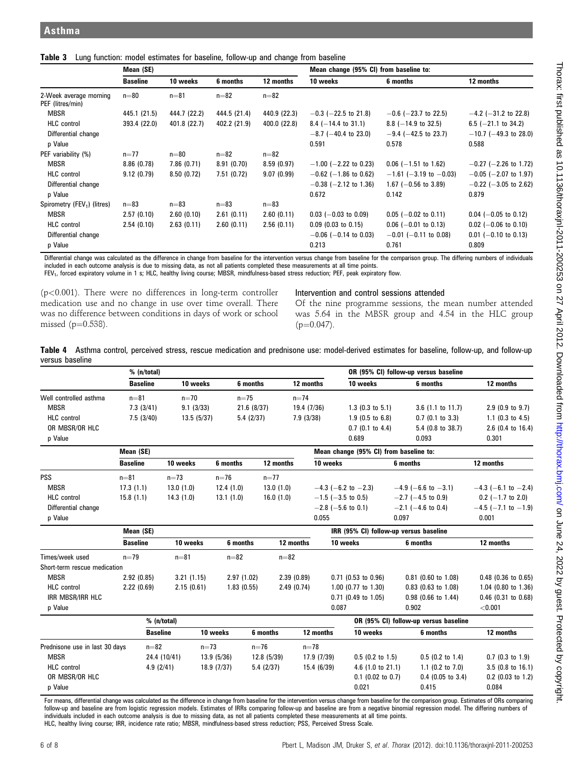**Table 3** Lung function: model estimates for baseline, follow-up and change from baseline

| | Mean (SE) | | | | Mean change (95% CI) from baseline to: | | |
|---|---|---|---|---|---|---|---|
| | Baseline | 10 weeks | 6 months | 12 months | 10 weeks | 6 months | 12 months |
| 2-Week average morning PEF (litres/min) | n=80 | n=81 | n=82 | n=82 | | | |
| MBSR | 445.1 (21.5) | 444.7 (22.2) | 444.5 (21.4) | 440.9 (22.3) | −0.3 (−22.5 to 21.8) | −0.6 (−23.7 to 22.5) | −4.2 (−31.2 to 22.8) |
| HLC control | 393.4 (22.0) | 401.8 (22.7) | 402.2 (21.9) | 400.0 (22.8) | 8.4 (−14.4 to 31.1) | 8.8 (−14.9 to 32.5) | 6.5 (−21.1 to 34.2) |
| Differential change | | | | | −8.7 (−40.4 to 23.0) | −9.4 (−42.5 to 23.7) | −10.7 (−49.3 to 28.0) |
| p Value | | | | | 0.591 | 0.578 | 0.588 |
| PEF variability (%) | n=77 | n=80 | n=82 | n=82 | | | |
| MBSR | 8.86 (0.78) | 7.86 (0.71) | 8.91 (0.70) | 8.59 (0.97) | −1.00 (−2.22 to 0.23) | 0.06 (−1.51 to 1.62) | −0.27 (−2.26 to 1.72) |
| HLC control | 9.12 (0.79) | 8.50 (0.72) | 7.51 (0.72) | 9.07 (0.99) | −0.62 (−1.86 to 0.62) | −1.61 (−3.19 to −0.03) | −0.05 (−2.07 to 1.97) |
| Differential change | | | | | −0.38 (−2.12 to 1.36) | 1.67 (−0.56 to 3.89) | −0.22 (−3.05 to 2.62) |
| p Value | | | | | 0.672 | 0.142 | 0.879 |
| Spirometry ($FEV_1$) (litres) | n=83 | n=83 | n=83 | n=83 | | | |
| MBSR | 2.57 (0.10) | 2.60 (0.10) | 2.61 (0.11) | 2.60 (0.11) | 0.03 (−0.03 to 0.09) | 0.05 (−0.02 to 0.11) | 0.04 (−0.05 to 0.12) |
| HLC control | 2.54 (0.10) | 2.63 (0.11) | 2.60 (0.11) | 2.56 (0.11) | 0.09 (0.03 to 0.15) | 0.06 (−0.01 to 0.13) | 0.02 (−0.06 to 0.10) |
| Differential change | | | | | −0.06 (−0.14 to 0.03) | −0.01 (−0.11 to 0.08) | 0.01 (−0.10 to 0.13) |
| p Value | | | | | 0.213 | 0.761 | 0.809 |

Differential change was calculated as the difference in change from baseline for the intervention versus change from baseline for the comparison group. The differing numbers of individuals included in each outcome analysis is due to missing data, as not all patients completed these measurements at all time points.
$FEV_1$, forced expiratory volume in 1 s; HLC, healthy living course; MBSR, mindfulness-based stress reduction; PEF, peak expiratory flow.

($p<0.001$). There were no differences in long-term controller medication use and no change in use over time overall. There was no difference between conditions in days of work or school missed (p=0.538).

### Intervention and control sessions attended

Of the nine programme sessions, the mean number attended was 5.64 in the MBSR group and 4.54 in the HLC group (p=0.047).

**Table 4** Asthma control, perceived stress, rescue medication and prednisone use: model-derived estimates for baseline, follow-up, and follow-up versus baseline

| | % (n/total) | | | | OR (95% CI) follow-up versus baseline | | |
|---|---|---|---|---|---|---|---|
| | Baseline | 10 weeks | 6 months | 12 months | 10 weeks | 6 months | 12 months |
| Well controlled asthma | n=81 | n=70 | n=75 | n=74 | | | |
| MBSR | 7.3 (3/41) | 9.1 (3/33) | 21.6 (8/37) | 19.4 (7/36) | 1.3 (0.3 to 5.1) | 3.6 (1.1 to 11.7) | 2.9 (0.9 to 9.7) |
| HLC control | 7.5 (3/40) | 13.5 (5/37) | 5.4 (2/37) | 7.9 (3/38) | 1.9 (0.5 to 6.8) | 0.7 (0.1 to 3.3) | 1.1 (0.3 to 4.5) |
| OR MBSR/OR HLC | | | | | 0.7 (0.1 to 4.4) | 5.4 (0.8 to 38.7) | 2.6 (0.4 to 16.4) |
| p Value | | | | | 0.689 | 0.093 | 0.301 |
| | **Mean (SE)** | | | | **Mean change (95% CI) from baseline to:** | | |
| | **Baseline** | **10 weeks** | **6 months** | **12 months** | **10 weeks** | **6 months** | **12 months** |
| PSS | n=81 | n=73 | n=76 | n=77 | | | |
| MBSR | 17.3 (1.1) | 13.0 (1.0) | 12.4 (1.0) | 13.0 (1.0) | −4.3 (−6.2 to −2.3) | −4.9 (−6.6 to −3.1) | −4.3 (−6.1 to −2.4) |
| HLC control | 15.8 (1.1) | 14.3 (1.0) | 13.1 (1.0) | 16.0 (1.0) | −1.5 (−3.5 to 0.5) | −2.7 (−4.5 to 0.9) | 0.2 (−1.7 to 2.0) |
| Differential change | | | | | −2.8 (−5.6 to 0.1) | −2.1 (−4.6 to 0.4) | −4.5 (−7.1 to −1.9) |
| p Value | | | | | 0.055 | 0.097 | 0.001 |
| | **Mean (SE)** | | | | **IRR (95% CI) follow-up versus baseline** | | |
| | **Baseline** | **10 weeks** | **6 months** | **12 months** | **10 weeks** | **6 months** | **12 months** |
| Times/week used | n=79 | n=81 | n=82 | n=82 | | | |
| Short-term rescue medication | | | | | | | |
| MBSR | 2.92 (0.85) | 3.21 (1.15) | 2.97 (1.02) | 2.39 (0.89) | 0.71 (0.53 to 0.96) | 0.81 (0.60 to 1.08) | 0.48 (0.36 to 0.65) |
| HLC control | 2.22 (0.69) | 2.15 (0.61) | 1.83 (0.55) | 2.49 (0.74) | 1.00 (0.77 to 1.30) | 0.83 (0.63 to 1.08) | 1.04 (0.80 to 1.36) |
| IRR MBSR/IRR HLC | | | | | 0.71 (0.49 to 1.05) | 0.98 (0.66 to 1.44) | 0.46 (0.31 to 0.68) |
| p Value | | | | | 0.087 | 0.902 | <0.001 |
| | **% (n/total)** | | | | **OR (95% CI) follow-up versus baseline** | | |
| | **Baseline** | **10 weeks** | **6 months** | **12 months** | **10 weeks** | **6 months** | **12 months** |
| Prednisone use in last 30 days | n=82 | n=73 | n=76 | n=78 | | | |
| MBSR | 24.4 (10/41) | 13.9 (5/36) | 12.8 (5/39) | 17.9 (7/39) | 0.5 (0.2 to 1.5) | 0.5 (0.2 to 1.4) | 0.7 (0.3 to 1.9) |
| HLC control | 4.9 (2/41) | 18.9 (7/37) | 5.4 (2/37) | 15.4 (6/39) | 4.6 (1.0 to 21.1) | 1.1 (0.2 to 7.0) | 3.5 (0.8 to 16.1) |
| OR MBSR/OR HLC | | | | | 0.1 (0.02 to 0.7) | 0.4 (0.05 to 3.4) | 0.2 (0.03 to 1.2) |
| p Value | | | | | 0.021 | 0.415 | 0.084 |

For means, differential change was calculated as the difference in change from baseline for the intervention versus change from baseline for the comparison group. Estimates of ORs comparing follow-up and baseline are from logistic regression models. Estimates of IRRs comparing follow-up and baseline are from a negative binomial regression model. The differing numbers of individuals included in each outcome analysis is due to missing data, as not all patients completed these measurements at all time points.
HLC, healthy living course; IRR, incidence rate ratio; MBSR, mindfulness-based stress reduction; PSS, Perceived Stress Scale.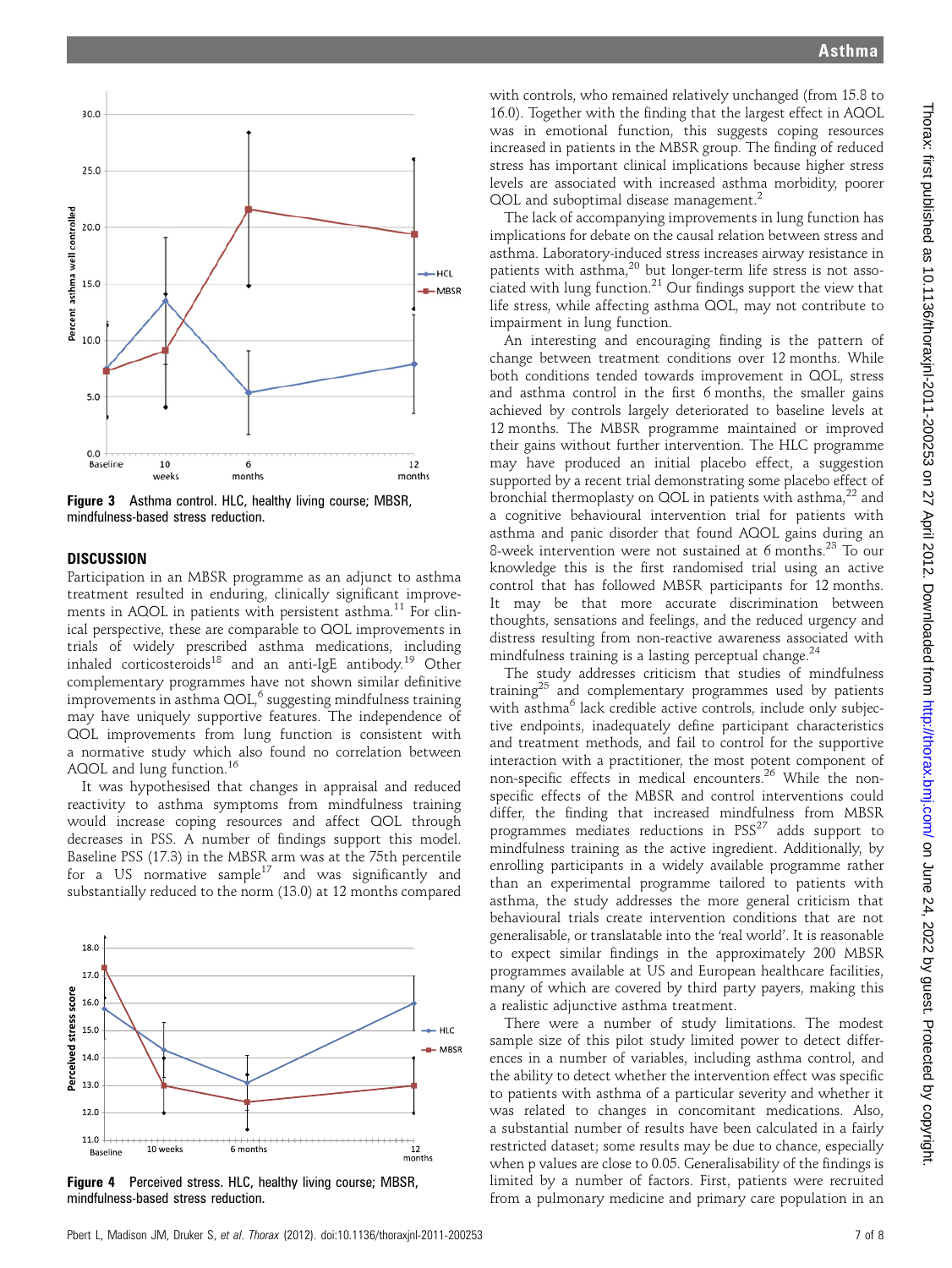30.0
25.0
20.0
15.0
10.0
5.0
0.0
Percent asthma well controlled
Baseline
10 weeks
6 months
12 months
HCL
MBSR

**Figure 3** Asthma control. HLC, healthy living course; MBSR, mindfulness-based stress reduction.

## DISCUSSION

Participation in an MBSR programme as an adjunct to asthma treatment resulted in enduring, clinically significant improvements in AQOL in patients with persistent asthma.[11] For clinical perspective, these are comparable to QOL improvements in trials of widely prescribed asthma medications, including inhaled corticosteroids[18] and an anti-IgE antibody.[19] Other complementary programmes have not shown similar definitive improvements in asthma QOL,[6] suggesting mindfulness training may have uniquely supportive features. The independence of QOL improvements from lung function is consistent with a normative study which also found no correlation between AQOL and lung function.[16]

It was hypothesised that changes in appraisal and reduced reactivity to asthma symptoms from mindfulness training would increase coping resources and affect QOL through decreases in PSS. A number of findings support this model. Baseline PSS (17.3) in the MBSR arm was at the 75th percentile for a US normative sample[17] and was significantly and substantially reduced to the norm (13.0) at 12 months compared with controls, who remained relatively unchanged (from 15.8 to 16.0). Together with the finding that the largest effect in AQOL was in emotional function, this suggests coping resources increased in patients in the MBSR group. The finding of reduced stress has important clinical implications because higher stress levels are associated with increased asthma morbidity, poorer QOL and suboptimal disease management.[2]

18.0
17.0
16.0
15.0
14.0
13.0
12.0
11.0
Perceived stress score
Baseline
10 weeks
6 months
12 months
HLC
MBSR

**Figure 4** Perceived stress. HLC, healthy living course; MBSR, mindfulness-based stress reduction.

The lack of accompanying improvements in lung function has implications for debate on the causal relation between stress and asthma. Laboratory-induced stress increases airway resistance in patients with asthma,[20] but longer-term life stress is not associated with lung function.[21] Our findings support the view that life stress, while affecting asthma QOL, may not contribute to impairment in lung function.

An interesting and encouraging finding is the pattern of change between treatment conditions over 12 months. While both conditions tended towards improvement in QOL, stress and asthma control in the first 6 months, the smaller gains achieved by controls largely deteriorated to baseline levels at 12 months. The MBSR programme maintained or improved their gains without further intervention. The HLC programme may have produced an initial placebo effect, a suggestion supported by a recent trial demonstrating some placebo effect of bronchial thermoplasty on QOL in patients with asthma,[22] and a cognitive behavioural intervention trial for patients with asthma and panic disorder that found AQOL gains during an 8-week intervention were not sustained at 6 months.[23] To our knowledge this is the first randomised trial using an active control that has followed MBSR participants for 12 months. It may be that more accurate discrimination between thoughts, sensations and feelings, and the reduced urgency and distress resulting from non-reactive awareness associated with mindfulness training is a lasting perceptual change.[24]

The study addresses criticism that studies of mindfulness training[25] and complementary programmes used by patients with asthma[6] lack credible active controls, include only subjective endpoints, inadequately define participant characteristics and treatment methods, and fail to control for the supportive interaction with a practitioner, the most potent component of non-specific effects in medical encounters.[26] While the non-specific effects of the MBSR and control interventions could differ, the finding that increased mindfulness from MBSR programmes mediates reductions in PSS[27] adds support to mindfulness training as the active ingredient. Additionally, by enrolling participants in a widely available programme rather than an experimental programme tailored to patients with asthma, the study addresses the more general criticism that behavioural trials create intervention conditions that are not generalisable, or translatable into the 'real world'. It is reasonable to expect similar findings in the approximately 200 MBSR programmes available at US and European healthcare facilities, many of which are covered by third party payers, making this a realistic adjunctive asthma treatment.

There were a number of study limitations. The modest sample size of this pilot study limited power to detect differences in a number of variables, including asthma control, and the ability to detect whether the intervention effect was specific to patients with asthma of a particular severity and whether it was related to changes in concomitant medications. Also, a substantial number of results have been calculated in a fairly restricted dataset; some results may be due to chance, especially when p values are close to 0.05. Generalisability of the findings is limited by a number of factors. First, patients were recruited from a pulmonary medicine and primary care population in an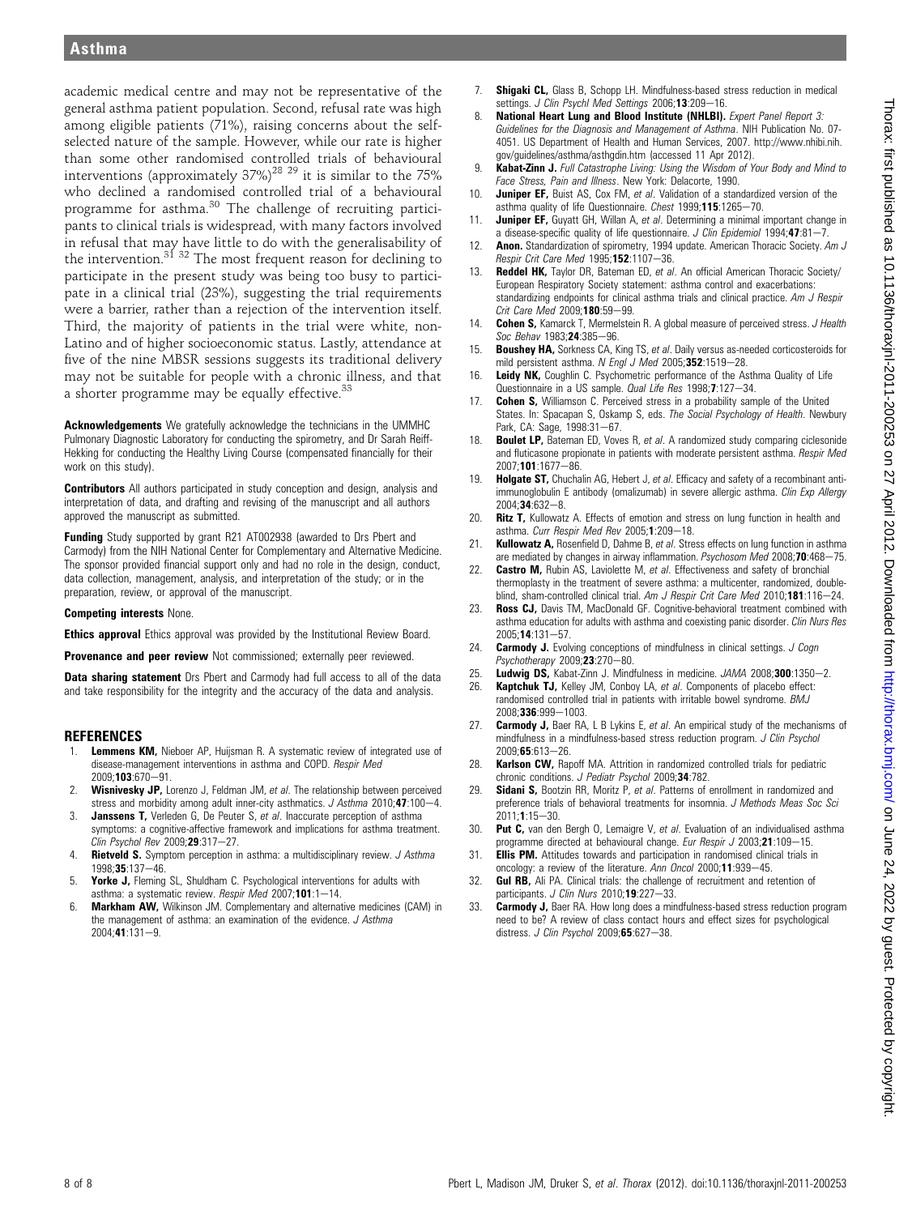academic medical centre and may not be representative of the general asthma patient population. Second, refusal rate was high among eligible patients (71%), raising concerns about the self-selected nature of the sample. However, while our rate is higher than some other randomised controlled trials of behavioural interventions (approximately 37%)[28 29] it is similar to the 75% who declined a randomised controlled trial of a behavioural programme for asthma.[30] The challenge of recruiting participants to clinical trials is widespread, with many factors involved in refusal that may have little to do with the generalisability of the intervention.[31 32] The most frequent reason for declining to participate in the present study was being too busy to participate in a clinical trial (23%), suggesting the trial requirements were a barrier, rather than a rejection of the intervention itself. Third, the majority of patients in the trial were white, non-Latino and of higher socioeconomic status. Lastly, attendance at five of the nine MBSR sessions suggests its traditional delivery may not be suitable for people with a chronic illness, and that a shorter programme may be equally effective.[33]

**Acknowledgements** We gratefully acknowledge the technicians in the UMMHC Pulmonary Diagnostic Laboratory for conducting the spirometry, and Dr Sarah Reiff-Hekking for conducting the Healthy Living Course (compensated financially for their work on this study).

**Contributors** All authors participated in study conception and design, analysis and interpretation of data, and drafting and revising of the manuscript and all authors approved the manuscript as submitted.

**Funding** Study supported by grant R21 AT002938 (awarded to Drs Pbert and Carmody) from the NIH National Center for Complementary and Alternative Medicine. The sponsor provided financial support only and had no role in the design, conduct, data collection, management, analysis, and interpretation of the study; or in the preparation, review, or approval of the manuscript.

**Competing interests** None.

**Ethics approval** Ethics approval was provided by the Institutional Review Board.

**Provenance and peer review** Not commissioned; externally peer reviewed.

**Data sharing statement** Drs Pbert and Carmody had full access to all of the data and take responsibility for the integrity and the accuracy of the data and analysis.

## REFERENCES

1. **Lemmens KM,** Nieboer AP, Huijsman R. A systematic review of integrated use of disease-management interventions in asthma and COPD. *Respir Med* 2009;**103**:670–91.
2. **Wisnivesky JP,** Lorenzo J, Feldman JM, *et al*. The relationship between perceived stress and morbidity among adult inner-city asthmatics. *J Asthma* 2010;**47**:100–4.
3. **Janssens T,** Verleden G, De Peuter S, *et al*. Inaccurate perception of asthma symptoms: a cognitive-affective framework and implications for asthma treatment. *Clin Psychol Rev* 2009;**29**:317–27.
4. **Rietveld S.** Symptom perception in asthma: a multidisciplinary review. *J Asthma* 1998;**35**:137–46.
5. **Yorke J,** Fleming SL, Shuldham C. Psychological interventions for adults with asthma: a systematic review. *Respir Med* 2007;**101**:1–14.
6. **Markham AW,** Wilkinson JM. Complementary and alternative medicines (CAM) in the management of asthma: an examination of the evidence. *J Asthma* 2004;**41**:131–9.
7. **Shigaki CL,** Glass B, Schopp LH. Mindfulness-based stress reduction in medical settings. *J Clin Psychl Med Settings* 2006;**13**:209–16.
8. **National Heart Lung and Blood Institute (NHLBI).** *Expert Panel Report 3: Guidelines for the Diagnosis and Management of Asthma*. NIH Publication No. 07-4051. US Department of Health and Human Services, 2007. http://www.nhibi.nih.gov/guidelines/asthma/asthgdin.htm (accessed 11 Apr 2012).
9. **Kabat-Zinn J.** *Full Catastrophe Living: Using the Wisdom of Your Body and Mind to Face Stress, Pain and Illness*. New York: Delacorte, 1990.
10. **Juniper EF,** Buist AS, Cox FM, *et al*. Validation of a standardized version of the asthma quality of life Questionnaire. *Chest* 1999;**115**:1265–70.
11. **Juniper EF,** Guyatt GH, Willan A, *et al*. Determining a minimal important change in a disease-specific quality of life questionnaire. *J Clin Epidemiol* 1994;**47**:81–7.
12. **Anon.** Standardization of spirometry, 1994 update. American Thoracic Society. *Am J Respir Crit Care Med* 1995;**152**:1107–36.
13. **Reddel HK,** Taylor DR, Bateman ED, *et al*. An official American Thoracic Society/European Respiratory Society statement: asthma control and exacerbations: standardizing endpoints for clinical asthma trials and clinical practice. *Am J Respir Crit Care Med* 2009;**180**:59–99.
14. **Cohen S,** Kamarck T, Mermelstein R. A global measure of perceived stress. *J Health Soc Behav* 1983;**24**:385–96.
15. **Boushey HA,** Sorkness CA, King TS, *et al*. Daily versus as-needed corticosteroids for mild persistent asthma. *N Engl J Med* 2005;**352**:1519–28.
16. **Leidy NK,** Coughlin C. Psychometric performance of the Asthma Quality of Life Questionnaire in a US sample. *Qual Life Res* 1998;**7**:127–34.
17. **Cohen S,** Williamson C. Perceived stress in a probability sample of the United States. In: Spacapan S, Oskamp S, eds. *The Social Psychology of Health*. Newbury Park, CA: Sage, 1998:31–67.
18. **Boulet LP,** Bateman ED, Voves R, *et al*. A randomized study comparing ciclesonide and fluticasone propionate in patients with moderate persistent asthma. *Respir Med* 2007;**101**:1677–86.
19. **Holgate ST,** Chuchalin AG, Hebert J, *et al*. Efficacy and safety of a recombinant anti-immunoglobulin E antibody (omalizumab) in severe allergic asthma. *Clin Exp Allergy* 2004;**34**:632–8.
20. **Ritz T,** Kullowatz A. Effects of emotion and stress on lung function in health and asthma. *Curr Respir Med Rev* 2005;**1**:209–18.
21. **Kullowatz A,** Rosenfield D, Dahme B, *et al*. Stress effects on lung function in asthma are mediated by changes in airway inflammation. *Psychosom Med* 2008;**70**:468–75.
22. **Castro M,** Rubin AS, Laviolette M, *et al*. Effectiveness and safety of bronchial thermoplasty in the treatment of severe asthma: a multicenter, randomized, double-blind, sham-controlled clinical trial. *Am J Respir Crit Care Med* 2010;**181**:116–24.
23. **Ross CJ,** Davis TM, MacDonald GF. Cognitive-behavioral treatment combined with asthma education for adults with asthma and coexisting panic disorder. *Clin Nurs Res* 2005;**14**:131–57.
24. **Carmody J.** Evolving conceptions of mindfulness in clinical settings. *J Cogn Psychotherapy* 2009;**23**:270–80.
25. **Ludwig DS,** Kabat-Zinn J. Mindfulness in medicine. *JAMA* 2008;**300**:1350–2.
26. **Kaptchuk TJ,** Kelley JM, Conboy LA, *et al*. Components of placebo effect: randomised controlled trial in patients with irritable bowel syndrome. *BMJ* 2008;**336**:999–1003.
27. **Carmody J,** Baer RA, L B Lykins E, *et al*. An empirical study of the mechanisms of mindfulness in a mindfulness-based stress reduction program. *J Clin Psychol* 2009;**65**:613–26.
28. **Karlson CW,** Rapoff MA. Attrition in randomized controlled trials for pediatric chronic conditions. *J Pediatr Psychol* 2009;**34**:782.
29. **Sidani S,** Bootzin RR, Moritz P, *et al*. Patterns of enrollment in randomized and preference trials of behavioral treatments for insomnia. *J Methods Meas Soc Sci* 2011;**1**:15–30.
30. **Put C,** van den Bergh O, Lemaigre V, *et al*. Evaluation of an individualised asthma programme directed at behavioural change. *Eur Respir J* 2003;**21**:109–15.
31. **Ellis PM.** Attitudes towards and participation in randomised clinical trials in oncology: a review of the literature. *Ann Oncol* 2000;**11**:939–45.
32. **Gul RB,** Ali PA. Clinical trials: the challenge of recruitment and retention of participants. *J Clin Nurs* 2010;**19**:227–33.
33. **Carmody J,** Baer RA. How long does a mindfulness-based stress reduction program need to be? A review of class contact hours and effect sizes for psychological distress. *J Clin Psychol* 2009;**65**:627–38.